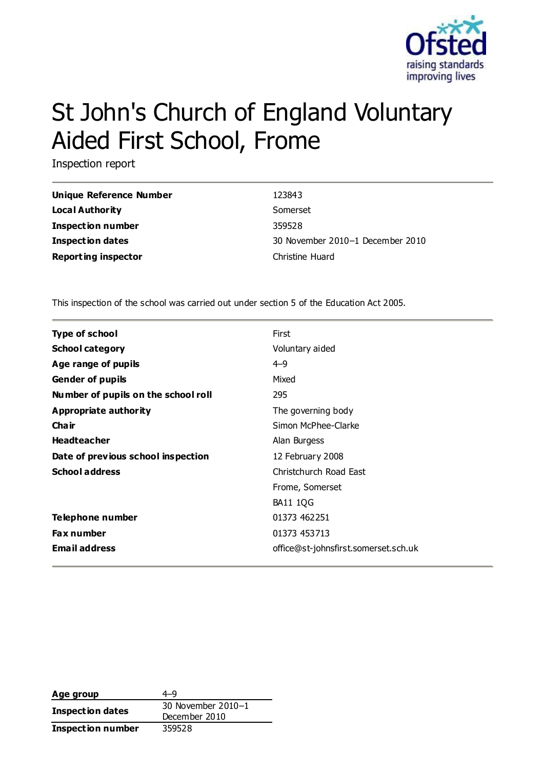# St John's Church of England Voluntary Aided First School, Frome

Inspection report

| | |
|---|---|
| **Unique Reference Number** | 123843 |
| **Local Authority** | Somerset |
| **Inspection number** | 359528 |
| **Inspection dates** | 30 November 2010–1 December 2010 |
| **Reporting inspector** | Christine Huard |

This inspection of the school was carried out under section 5 of the Education Act 2005.

| | |
|---|---|
| **Type of school** | First |
| **School category** | Voluntary aided |
| **Age range of pupils** | 4–9 |
| **Gender of pupils** | Mixed |
| **Number of pupils on the school roll** | 295 |
| **Appropriate authority** | The governing body |
| **Chair** | Simon McPhee-Clarke |
| **Headteacher** | Alan Burgess |
| **Date of previous school inspection** | 12 February 2008 |
| **School address** | Christchurch Road East<br>Frome, Somerset<br>BA11 1QG |
| **Telephone number** | 01373 462251 |
| **Fax number** | 01373 453713 |
| **Email address** | office@st-johnsfirst.somerset.sch.uk |

| | |
|---|---|
| **Age group** | 4–9 |
| **Inspection dates** | 30 November 2010–1 December 2010 |
| **Inspection number** | 359528 |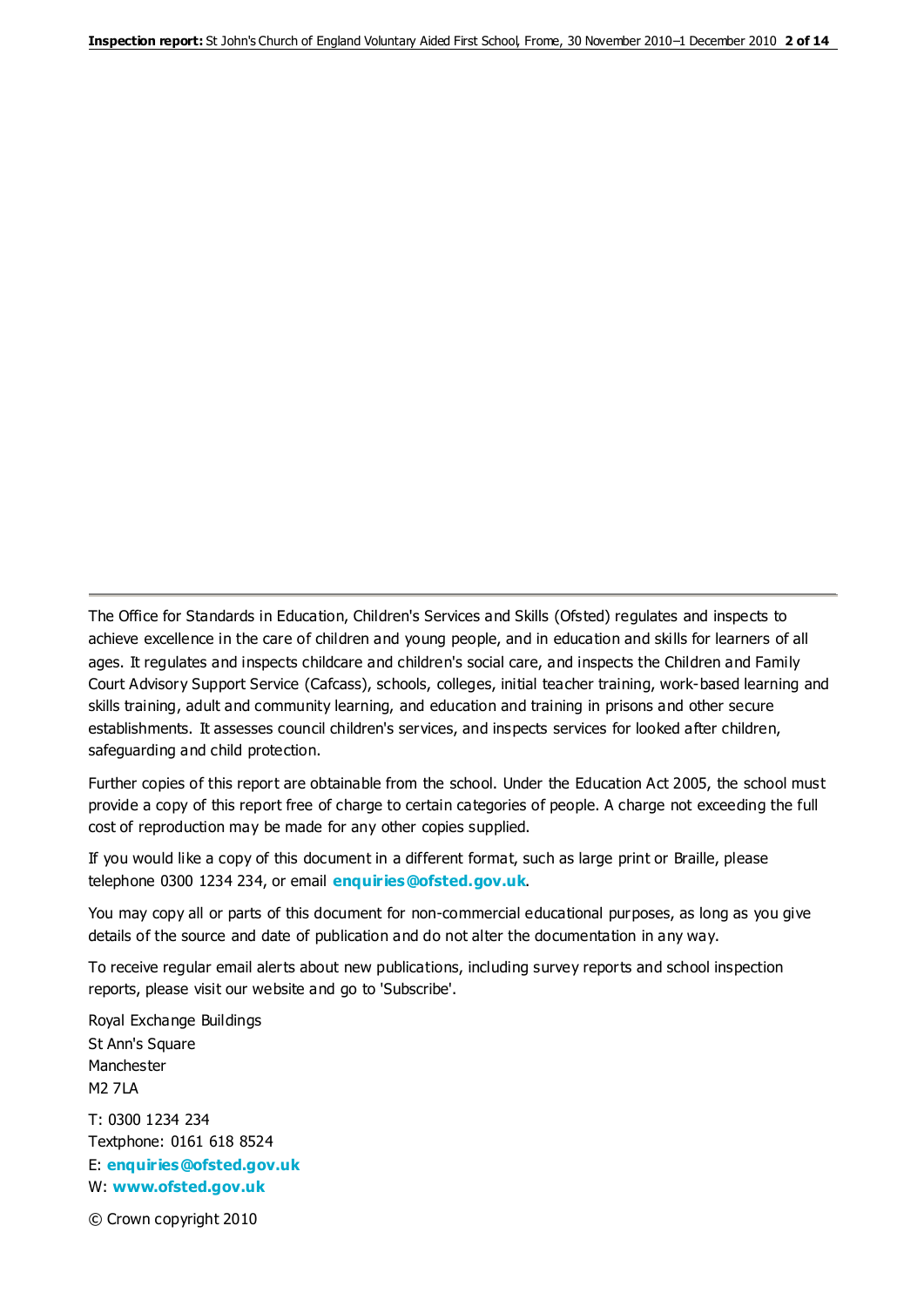The Office for Standards in Education, Children's Services and Skills (Ofsted) regulates and inspects to achieve excellence in the care of children and young people, and in education and skills for learners of all ages. It regulates and inspects childcare and children's social care, and inspects the Children and Family Court Advisory Support Service (Cafcass), schools, colleges, initial teacher training, work-based learning and skills training, adult and community learning, and education and training in prisons and other secure establishments. It assesses council children's services, and inspects services for looked after children, safeguarding and child protection.

Further copies of this report are obtainable from the school. Under the Education Act 2005, the school must provide a copy of this report free of charge to certain categories of people. A charge not exceeding the full cost of reproduction may be made for any other copies supplied.

If you would like a copy of this document in a different format, such as large print or Braille, please telephone 0300 1234 234, or email **enquiries@ofsted.gov.uk**.

You may copy all or parts of this document for non-commercial educational purposes, as long as you give details of the source and date of publication and do not alter the documentation in any way.

To receive regular email alerts about new publications, including survey reports and school inspection reports, please visit our website and go to 'Subscribe'.

Royal Exchange Buildings
St Ann's Square
Manchester
M2 7LA

T: 0300 1234 234
Textphone: 0161 618 8524
E: **enquiries@ofsted.gov.uk**
W: **www.ofsted.gov.uk**

© Crown copyright 2010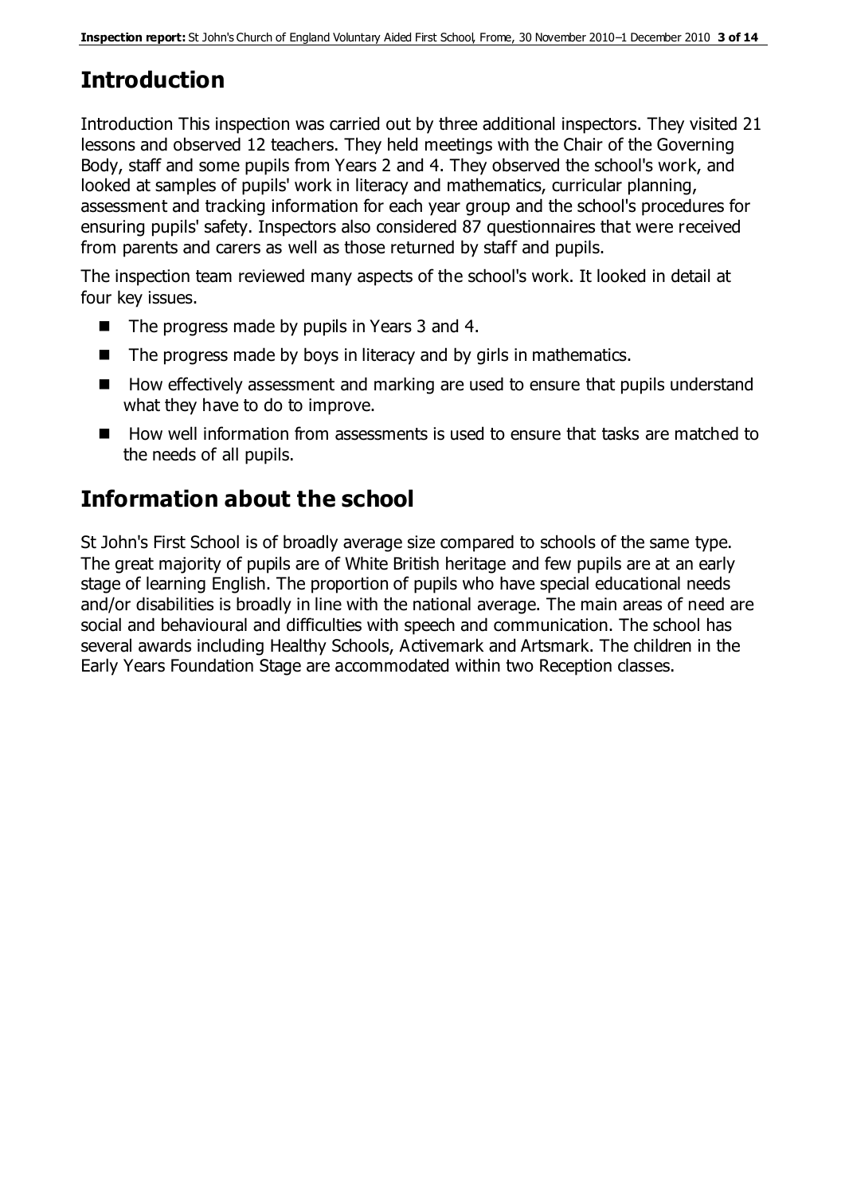## Introduction

Introduction This inspection was carried out by three additional inspectors. They visited 21 lessons and observed 12 teachers. They held meetings with the Chair of the Governing Body, staff and some pupils from Years 2 and 4. They observed the school's work, and looked at samples of pupils' work in literacy and mathematics, curricular planning, assessment and tracking information for each year group and the school's procedures for ensuring pupils' safety. Inspectors also considered 87 questionnaires that were received from parents and carers as well as those returned by staff and pupils.

The inspection team reviewed many aspects of the school's work. It looked in detail at four key issues.

- The progress made by pupils in Years 3 and 4.
- The progress made by boys in literacy and by girls in mathematics.
- How effectively assessment and marking are used to ensure that pupils understand what they have to do to improve.
- How well information from assessments is used to ensure that tasks are matched to the needs of all pupils.

## Information about the school

St John's First School is of broadly average size compared to schools of the same type. The great majority of pupils are of White British heritage and few pupils are at an early stage of learning English. The proportion of pupils who have special educational needs and/or disabilities is broadly in line with the national average. The main areas of need are social and behavioural and difficulties with speech and communication. The school has several awards including Healthy Schools, Activemark and Artsmark. The children in the Early Years Foundation Stage are accommodated within two Reception classes.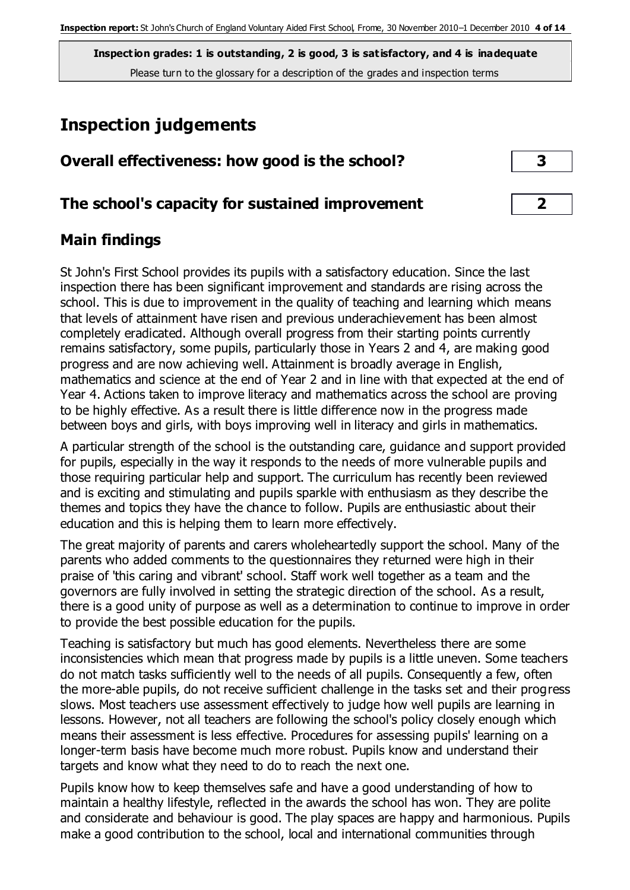**Inspection grades: 1 is outstanding, 2 is good, 3 is satisfactory, and 4 is inadequate**
Please turn to the glossary for a description of the grades and inspection terms

# Inspection judgements

| | |
|---|---|
| **Overall effectiveness: how good is the school?** | **3** |
| **The school's capacity for sustained improvement** | **2** |

## Main findings

St John's First School provides its pupils with a satisfactory education. Since the last inspection there has been significant improvement and standards are rising across the school. This is due to improvement in the quality of teaching and learning which means that levels of attainment have risen and previous underachievement has been almost completely eradicated. Although overall progress from their starting points currently remains satisfactory, some pupils, particularly those in Years 2 and 4, are making good progress and are now achieving well. Attainment is broadly average in English, mathematics and science at the end of Year 2 and in line with that expected at the end of Year 4. Actions taken to improve literacy and mathematics across the school are proving to be highly effective. As a result there is little difference now in the progress made between boys and girls, with boys improving well in literacy and girls in mathematics.

A particular strength of the school is the outstanding care, guidance and support provided for pupils, especially in the way it responds to the needs of more vulnerable pupils and those requiring particular help and support. The curriculum has recently been reviewed and is exciting and stimulating and pupils sparkle with enthusiasm as they describe the themes and topics they have the chance to follow. Pupils are enthusiastic about their education and this is helping them to learn more effectively.

The great majority of parents and carers wholeheartedly support the school. Many of the parents who added comments to the questionnaires they returned were high in their praise of 'this caring and vibrant' school. Staff work well together as a team and the governors are fully involved in setting the strategic direction of the school. As a result, there is a good unity of purpose as well as a determination to continue to improve in order to provide the best possible education for the pupils.

Teaching is satisfactory but much has good elements. Nevertheless there are some inconsistencies which mean that progress made by pupils is a little uneven. Some teachers do not match tasks sufficiently well to the needs of all pupils. Consequently a few, often the more-able pupils, do not receive sufficient challenge in the tasks set and their progress slows. Most teachers use assessment effectively to judge how well pupils are learning in lessons. However, not all teachers are following the school's policy closely enough which means their assessment is less effective. Procedures for assessing pupils' learning on a longer-term basis have become much more robust. Pupils know and understand their targets and know what they need to do to reach the next one.

Pupils know how to keep themselves safe and have a good understanding of how to maintain a healthy lifestyle, reflected in the awards the school has won. They are polite and considerate and behaviour is good. The play spaces are happy and harmonious. Pupils make a good contribution to the school, local and international communities through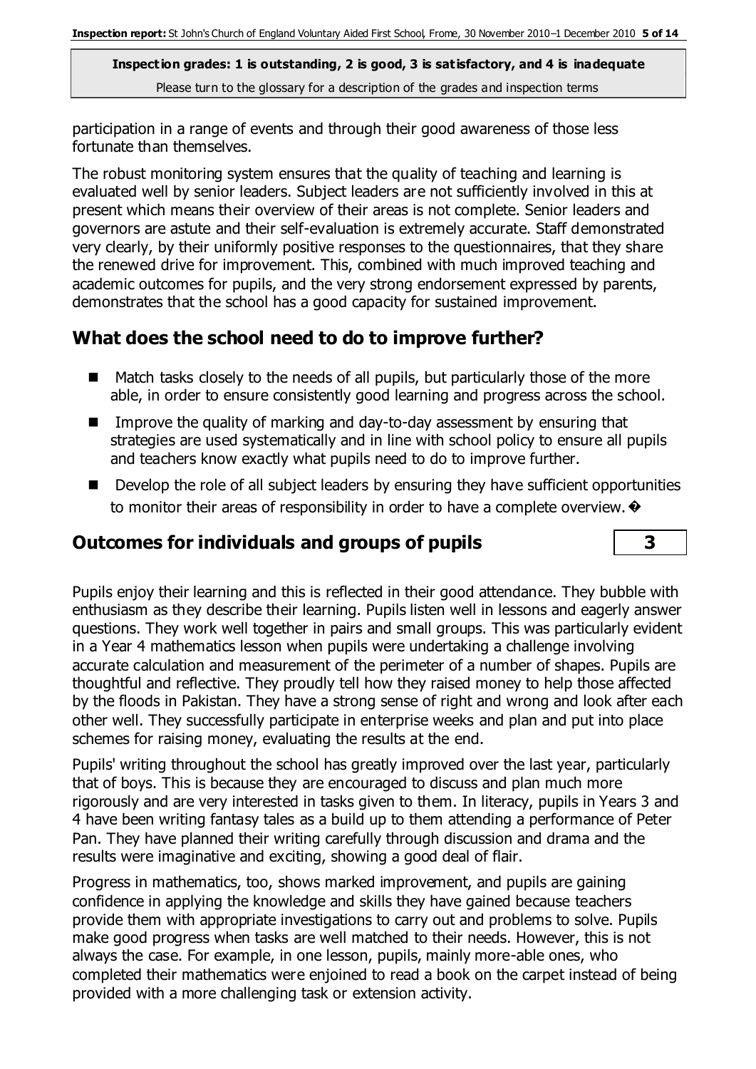participation in a range of events and through their good awareness of those less fortunate than themselves.

The robust monitoring system ensures that the quality of teaching and learning is evaluated well by senior leaders. Subject leaders are not sufficiently involved in this at present which means their overview of their areas is not complete. Senior leaders and governors are astute and their self-evaluation is extremely accurate. Staff demonstrated very clearly, by their uniformly positive responses to the questionnaires, that they share the renewed drive for improvement. This, combined with much improved teaching and academic outcomes for pupils, and the very strong endorsement expressed by parents, demonstrates that the school has a good capacity for sustained improvement.

## What does the school need to do to improve further?

- Match tasks closely to the needs of all pupils, but particularly those of the more able, in order to ensure consistently good learning and progress across the school.
- Improve the quality of marking and day-to-day assessment by ensuring that strategies are used systematically and in line with school policy to ensure all pupils and teachers know exactly what pupils need to do to improve further.
- Develop the role of all subject leaders by ensuring they have sufficient opportunities to monitor their areas of responsibility in order to have a complete overview.

## Outcomes for individuals and groups of pupils | 3

Pupils enjoy their learning and this is reflected in their good attendance. They bubble with enthusiasm as they describe their learning. Pupils listen well in lessons and eagerly answer questions. They work well together in pairs and small groups. This was particularly evident in a Year 4 mathematics lesson when pupils were undertaking a challenge involving accurate calculation and measurement of the perimeter of a number of shapes. Pupils are thoughtful and reflective. They proudly tell how they raised money to help those affected by the floods in Pakistan. They have a strong sense of right and wrong and look after each other well. They successfully participate in enterprise weeks and plan and put into place schemes for raising money, evaluating the results at the end.

Pupils' writing throughout the school has greatly improved over the last year, particularly that of boys. This is because they are encouraged to discuss and plan much more rigorously and are very interested in tasks given to them. In literacy, pupils in Years 3 and 4 have been writing fantasy tales as a build up to them attending a performance of Peter Pan. They have planned their writing carefully through discussion and drama and the results were imaginative and exciting, showing a good deal of flair.

Progress in mathematics, too, shows marked improvement, and pupils are gaining confidence in applying the knowledge and skills they have gained because teachers provide them with appropriate investigations to carry out and problems to solve. Pupils make good progress when tasks are well matched to their needs. However, this is not always the case. For example, in one lesson, pupils, mainly more-able ones, who completed their mathematics were enjoined to read a book on the carpet instead of being provided with a more challenging task or extension activity.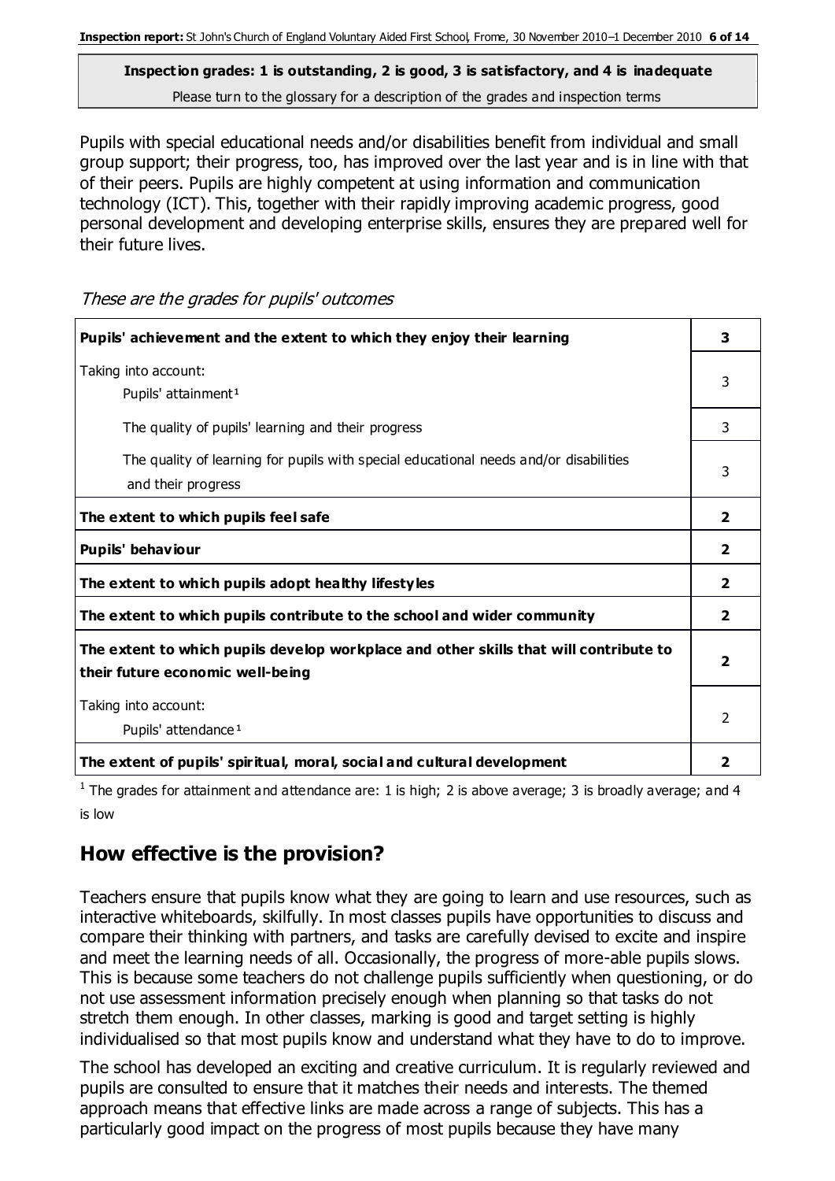**Inspection grades: 1 is outstanding, 2 is good, 3 is satisfactory, and 4 is inadequate**
Please turn to the glossary for a description of the grades and inspection terms

Pupils with special educational needs and/or disabilities benefit from individual and small group support; their progress, too, has improved over the last year and is in line with that of their peers. Pupils are highly competent at using information and communication technology (ICT). This, together with their rapidly improving academic progress, good personal development and developing enterprise skills, ensures they are prepared well for their future lives.

*These are the grades for pupils' outcomes*

| | |
|---|---|
| **Pupils' achievement and the extent to which they enjoy their learning** | **3** |
| Taking into account: Pupils' attainment[1] | 3 |
| The quality of pupils' learning and their progress | 3 |
| The quality of learning for pupils with special educational needs and/or disabilities and their progress | 3 |
| **The extent to which pupils feel safe** | **2** |
| **Pupils' behaviour** | **2** |
| **The extent to which pupils adopt healthy lifestyles** | **2** |
| **The extent to which pupils contribute to the school and wider community** | **2** |
| **The extent to which pupils develop workplace and other skills that will contribute to their future economic well-being** | **2** |
| Taking into account: Pupils' attendance[1] | 2 |
| **The extent of pupils' spiritual, moral, social and cultural development** | **2** |

[1] The grades for attainment and attendance are: 1 is high; 2 is above average; 3 is broadly average; and 4 is low

## How effective is the provision?

Teachers ensure that pupils know what they are going to learn and use resources, such as interactive whiteboards, skilfully. In most classes pupils have opportunities to discuss and compare their thinking with partners, and tasks are carefully devised to excite and inspire and meet the learning needs of all. Occasionally, the progress of more-able pupils slows. This is because some teachers do not challenge pupils sufficiently when questioning, or do not use assessment information precisely enough when planning so that tasks do not stretch them enough. In other classes, marking is good and target setting is highly individualised so that most pupils know and understand what they have to do to improve.

The school has developed an exciting and creative curriculum. It is regularly reviewed and pupils are consulted to ensure that it matches their needs and interests. The themed approach means that effective links are made across a range of subjects. This has a particularly good impact on the progress of most pupils because they have many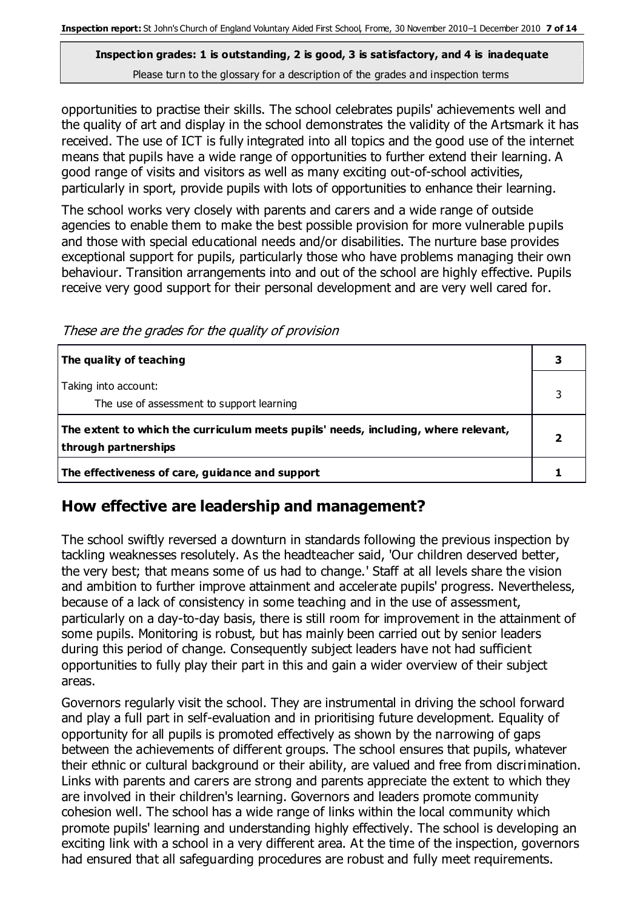opportunities to practise their skills. The school celebrates pupils' achievements well and the quality of art and display in the school demonstrates the validity of the Artsmark it has received. The use of ICT is fully integrated into all topics and the good use of the internet means that pupils have a wide range of opportunities to further extend their learning. A good range of visits and visitors as well as many exciting out-of-school activities, particularly in sport, provide pupils with lots of opportunities to enhance their learning.

The school works very closely with parents and carers and a wide range of outside agencies to enable them to make the best possible provision for more vulnerable pupils and those with special educational needs and/or disabilities. The nurture base provides exceptional support for pupils, particularly those who have problems managing their own behaviour. Transition arrangements into and out of the school are highly effective. Pupils receive very good support for their personal development and are very well cared for.

*These are the grades for the quality of provision*

| | |
|---|---|
| **The quality of teaching** | **3** |
| Taking into account:<br>The use of assessment to support learning | 3 |
| **The extent to which the curriculum meets pupils' needs, including, where relevant, through partnerships** | **2** |
| **The effectiveness of care, guidance and support** | **1** |

## How effective are leadership and management?

The school swiftly reversed a downturn in standards following the previous inspection by tackling weaknesses resolutely. As the headteacher said, 'Our children deserved better, the very best; that means some of us had to change.' Staff at all levels share the vision and ambition to further improve attainment and accelerate pupils' progress. Nevertheless, because of a lack of consistency in some teaching and in the use of assessment, particularly on a day-to-day basis, there is still room for improvement in the attainment of some pupils. Monitoring is robust, but has mainly been carried out by senior leaders during this period of change. Consequently subject leaders have not had sufficient opportunities to fully play their part in this and gain a wider overview of their subject areas.

Governors regularly visit the school. They are instrumental in driving the school forward and play a full part in self-evaluation and in prioritising future development. Equality of opportunity for all pupils is promoted effectively as shown by the narrowing of gaps between the achievements of different groups. The school ensures that pupils, whatever their ethnic or cultural background or their ability, are valued and free from discrimination. Links with parents and carers are strong and parents appreciate the extent to which they are involved in their children's learning. Governors and leaders promote community cohesion well. The school has a wide range of links within the local community which promote pupils' learning and understanding highly effectively. The school is developing an exciting link with a school in a very different area. At the time of the inspection, governors had ensured that all safeguarding procedures are robust and fully meet requirements.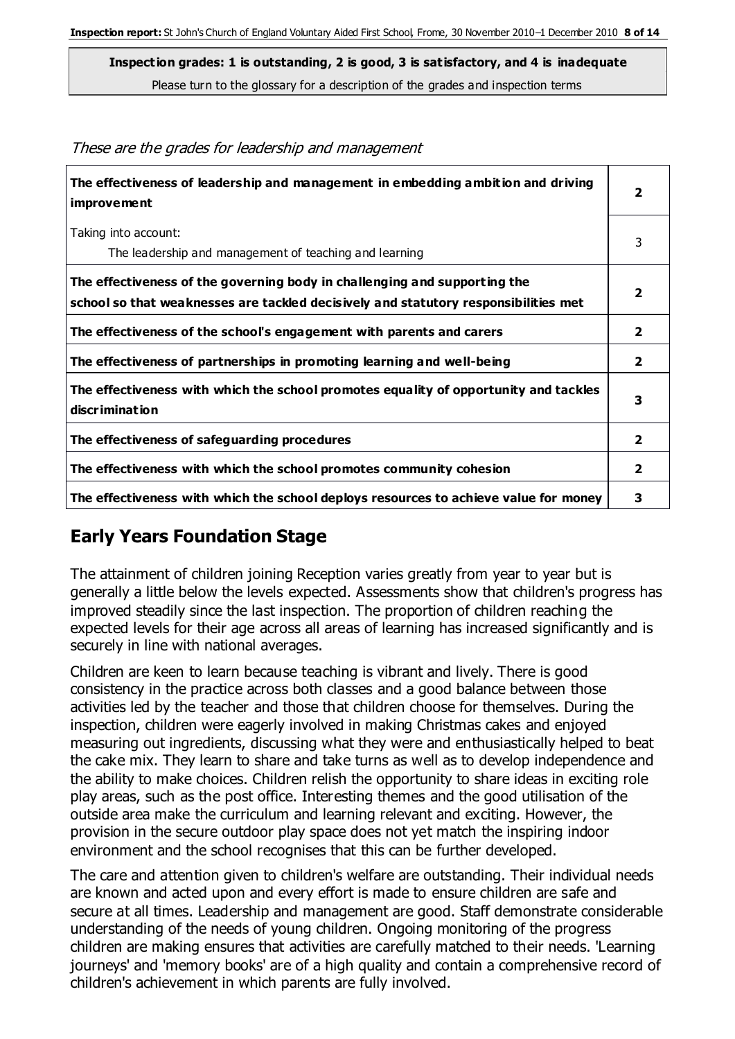**Inspection grades: 1 is outstanding, 2 is good, 3 is satisfactory, and 4 is inadequate**
Please turn to the glossary for a description of the grades and inspection terms

*These are the grades for leadership and management*

| | |
|---|---|
| **The effectiveness of leadership and management in embedding ambition and driving improvement** | **2** |
| Taking into account: The leadership and management of teaching and learning | 3 |
| **The effectiveness of the governing body in challenging and supporting the school so that weaknesses are tackled decisively and statutory responsibilities met** | **2** |
| **The effectiveness of the school's engagement with parents and carers** | **2** |
| **The effectiveness of partnerships in promoting learning and well-being** | **2** |
| **The effectiveness with which the school promotes equality of opportunity and tackles discrimination** | **3** |
| **The effectiveness of safeguarding procedures** | **2** |
| **The effectiveness with which the school promotes community cohesion** | **2** |
| **The effectiveness with which the school deploys resources to achieve value for money** | **3** |

## Early Years Foundation Stage

The attainment of children joining Reception varies greatly from year to year but is generally a little below the levels expected. Assessments show that children's progress has improved steadily since the last inspection. The proportion of children reaching the expected levels for their age across all areas of learning has increased significantly and is securely in line with national averages.

Children are keen to learn because teaching is vibrant and lively. There is good consistency in the practice across both classes and a good balance between those activities led by the teacher and those that children choose for themselves. During the inspection, children were eagerly involved in making Christmas cakes and enjoyed measuring out ingredients, discussing what they were and enthusiastically helped to beat the cake mix. They learn to share and take turns as well as to develop independence and the ability to make choices. Children relish the opportunity to share ideas in exciting role play areas, such as the post office. Interesting themes and the good utilisation of the outside area make the curriculum and learning relevant and exciting. However, the provision in the secure outdoor play space does not yet match the inspiring indoor environment and the school recognises that this can be further developed.

The care and attention given to children's welfare are outstanding. Their individual needs are known and acted upon and every effort is made to ensure children are safe and secure at all times. Leadership and management are good. Staff demonstrate considerable understanding of the needs of young children. Ongoing monitoring of the progress children are making ensures that activities are carefully matched to their needs. 'Learning journeys' and 'memory books' are of a high quality and contain a comprehensive record of children's achievement in which parents are fully involved.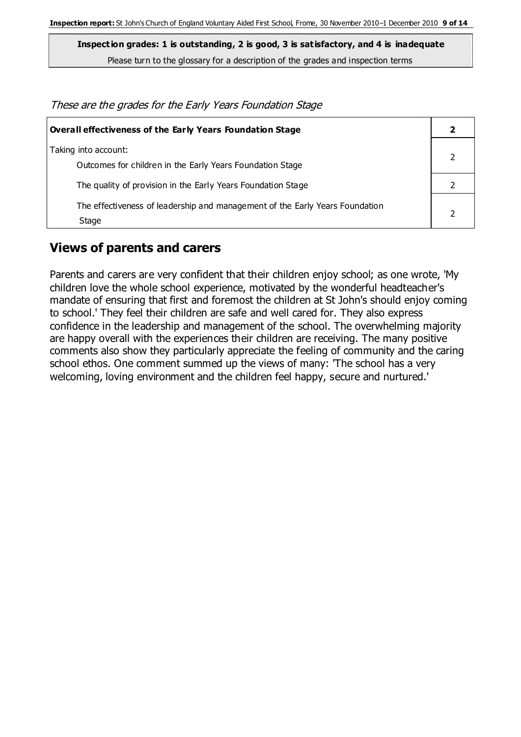**Inspection grades: 1 is outstanding, 2 is good, 3 is satisfactory, and 4 is inadequate**
Please turn to the glossary for a description of the grades and inspection terms

*These are the grades for the Early Years Foundation Stage*

| **Overall effectiveness of the Early Years Foundation Stage** | **2** |
|---|---|
| Taking into account:<br>Outcomes for children in the Early Years Foundation Stage | 2 |
| The quality of provision in the Early Years Foundation Stage | 2 |
| The effectiveness of leadership and management of the Early Years Foundation Stage | 2 |

## Views of parents and carers

Parents and carers are very confident that their children enjoy school; as one wrote, 'My children love the whole school experience, motivated by the wonderful headteacher's mandate of ensuring that first and foremost the children at St John's should enjoy coming to school.' They feel their children are safe and well cared for. They also express confidence in the leadership and management of the school. The overwhelming majority are happy overall with the experiences their children are receiving. The many positive comments also show they particularly appreciate the feeling of community and the caring school ethos. One comment summed up the views of many: 'The school has a very welcoming, loving environment and the children feel happy, secure and nurtured.'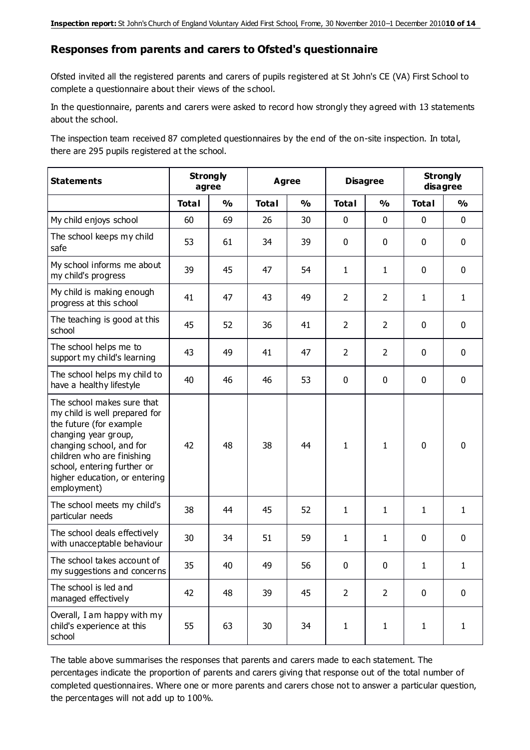## Responses from parents and carers to Ofsted's questionnaire

Ofsted invited all the registered parents and carers of pupils registered at St John's CE (VA) First School to complete a questionnaire about their views of the school.

In the questionnaire, parents and carers were asked to record how strongly they agreed with 13 statements about the school.

The inspection team received 87 completed questionnaires by the end of the on-site inspection. In total, there are 295 pupils registered at the school.

| Statements | Strongly agree | | Agree | | Disagree | | Strongly disagree | |
|---|---|---|---|---|---|---|---|---|
| | Total | % | Total | % | Total | % | Total | % |
| My child enjoys school | 60 | 69 | 26 | 30 | 0 | 0 | 0 | 0 |
| The school keeps my child safe | 53 | 61 | 34 | 39 | 0 | 0 | 0 | 0 |
| My school informs me about my child's progress | 39 | 45 | 47 | 54 | 1 | 1 | 0 | 0 |
| My child is making enough progress at this school | 41 | 47 | 43 | 49 | 2 | 2 | 1 | 1 |
| The teaching is good at this school | 45 | 52 | 36 | 41 | 2 | 2 | 0 | 0 |
| The school helps me to support my child's learning | 43 | 49 | 41 | 47 | 2 | 2 | 0 | 0 |
| The school helps my child to have a healthy lifestyle | 40 | 46 | 46 | 53 | 0 | 0 | 0 | 0 |
| The school makes sure that my child is well prepared for the future (for example changing year group, changing school, and for children who are finishing school, entering further or higher education, or entering employment) | 42 | 48 | 38 | 44 | 1 | 1 | 0 | 0 |
| The school meets my child's particular needs | 38 | 44 | 45 | 52 | 1 | 1 | 1 | 1 |
| The school deals effectively with unacceptable behaviour | 30 | 34 | 51 | 59 | 1 | 1 | 0 | 0 |
| The school takes account of my suggestions and concerns | 35 | 40 | 49 | 56 | 0 | 0 | 1 | 1 |
| The school is led and managed effectively | 42 | 48 | 39 | 45 | 2 | 2 | 0 | 0 |
| Overall, I am happy with my child's experience at this school | 55 | 63 | 30 | 34 | 1 | 1 | 1 | 1 |

The table above summarises the responses that parents and carers made to each statement. The percentages indicate the proportion of parents and carers giving that response out of the total number of completed questionnaires. Where one or more parents and carers chose not to answer a particular question, the percentages will not add up to 100%.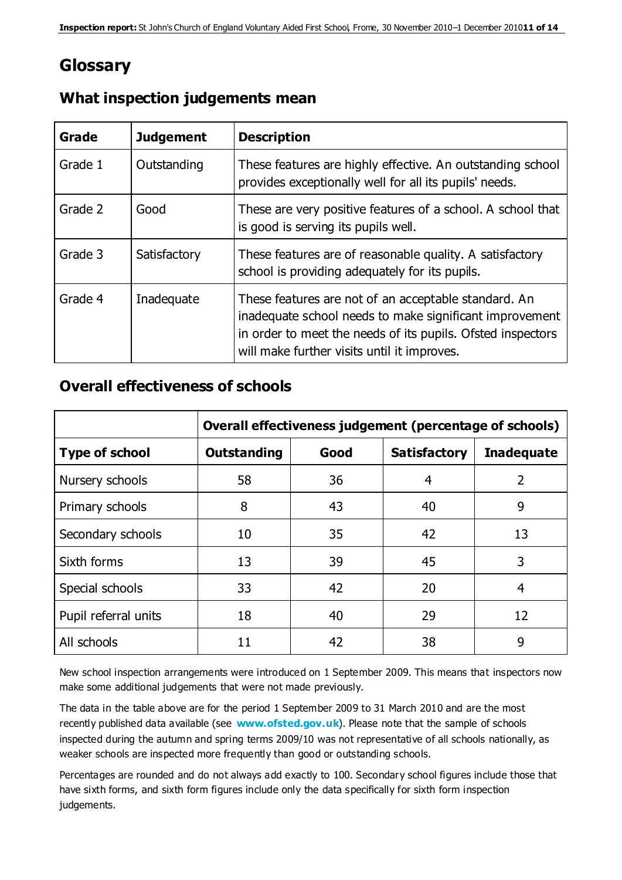# Glossary

## What inspection judgements mean

| Grade | Judgement | Description |
|---|---|---|
| Grade 1 | Outstanding | These features are highly effective. An outstanding school provides exceptionally well for all its pupils' needs. |
| Grade 2 | Good | These are very positive features of a school. A school that is good is serving its pupils well. |
| Grade 3 | Satisfactory | These features are of reasonable quality. A satisfactory school is providing adequately for its pupils. |
| Grade 4 | Inadequate | These features are not of an acceptable standard. An inadequate school needs to make significant improvement in order to meet the needs of its pupils. Ofsted inspectors will make further visits until it improves. |

## Overall effectiveness of schools

| | Overall effectiveness judgement (percentage of schools) | | | |
|---|---|---|---|---|
| **Type of school** | **Outstanding** | **Good** | **Satisfactory** | **Inadequate** |
| Nursery schools | 58 | 36 | 4 | 2 |
| Primary schools | 8 | 43 | 40 | 9 |
| Secondary schools | 10 | 35 | 42 | 13 |
| Sixth forms | 13 | 39 | 45 | 3 |
| Special schools | 33 | 42 | 20 | 4 |
| Pupil referral units | 18 | 40 | 29 | 12 |
| All schools | 11 | 42 | 38 | 9 |

New school inspection arrangements were introduced on 1 September 2009. This means that inspectors now make some additional judgements that were not made previously.

The data in the table above are for the period 1 September 2009 to 31 March 2010 and are the most recently published data available (see **www.ofsted.gov.uk**). Please note that the sample of schools inspected during the autumn and spring terms 2009/10 was not representative of all schools nationally, as weaker schools are inspected more frequently than good or outstanding schools.

Percentages are rounded and do not always add exactly to 100. Secondary school figures include those that have sixth forms, and sixth form figures include only the data specifically for sixth form inspection judgements.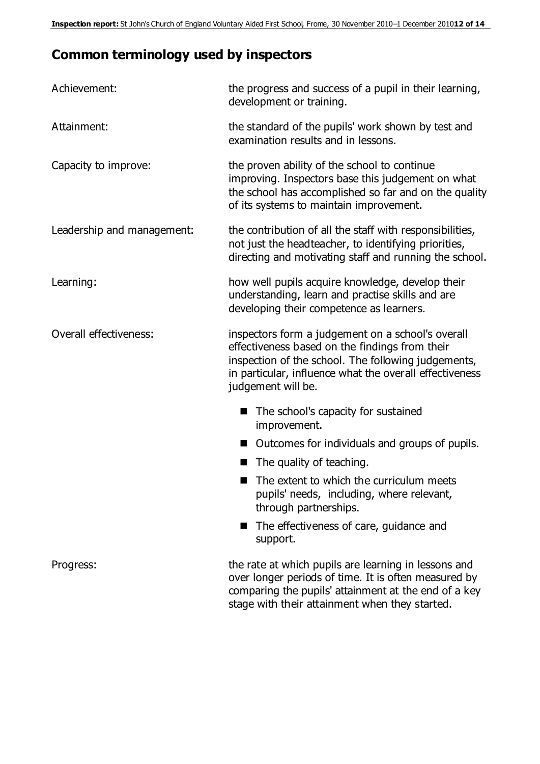# Common terminology used by inspectors

| | |
|---|---|
| Achievement: | the progress and success of a pupil in their learning, development or training. |
| Attainment: | the standard of the pupils' work shown by test and examination results and in lessons. |
| Capacity to improve: | the proven ability of the school to continue improving. Inspectors base this judgement on what the school has accomplished so far and on the quality of its systems to maintain improvement. |
| Leadership and management: | the contribution of all the staff with responsibilities, not just the headteacher, to identifying priorities, directing and motivating staff and running the school. |
| Learning: | how well pupils acquire knowledge, develop their understanding, learn and practise skills and are developing their competence as learners. |
| Overall effectiveness: | inspectors form a judgement on a school's overall effectiveness based on the findings from their inspection of the school. The following judgements, in particular, influence what the overall effectiveness judgement will be.<br>■ The school's capacity for sustained improvement.<br>■ Outcomes for individuals and groups of pupils.<br>■ The quality of teaching.<br>■ The extent to which the curriculum meets pupils' needs, including, where relevant, through partnerships.<br>■ The effectiveness of care, guidance and support. |
| Progress: | the rate at which pupils are learning in lessons and over longer periods of time. It is often measured by comparing the pupils' attainment at the end of a key stage with their attainment when they started. |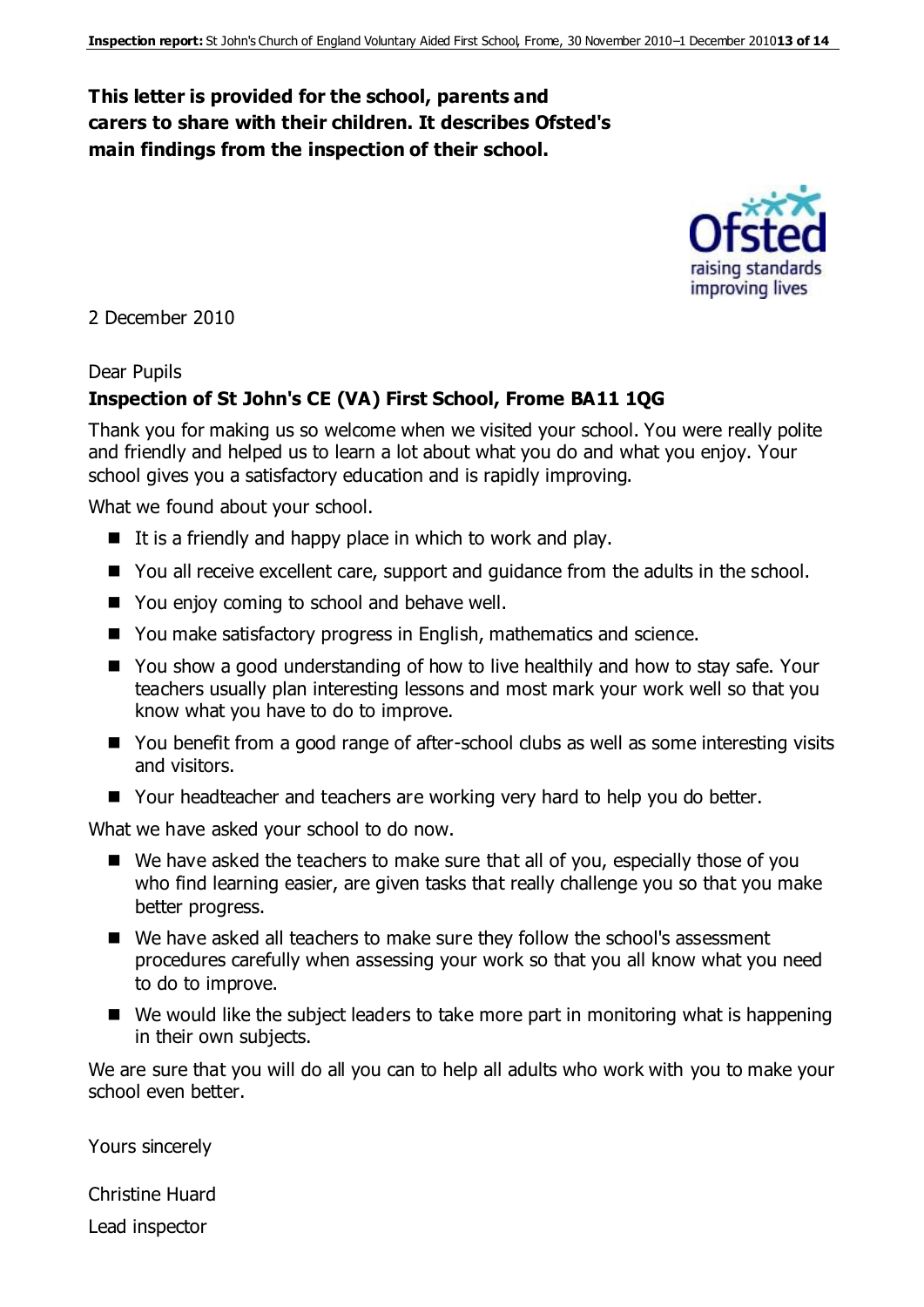**This letter is provided for the school, parents and carers to share with their children. It describes Ofsted's main findings from the inspection of their school.**

2 December 2010

Dear Pupils

**Inspection of St John's CE (VA) First School, Frome BA11 1QG**

Thank you for making us so welcome when we visited your school. You were really polite and friendly and helped us to learn a lot about what you do and what you enjoy. Your school gives you a satisfactory education and is rapidly improving.

What we found about your school.

- It is a friendly and happy place in which to work and play.
- You all receive excellent care, support and guidance from the adults in the school.
- You enjoy coming to school and behave well.
- You make satisfactory progress in English, mathematics and science.
- You show a good understanding of how to live healthily and how to stay safe. Your teachers usually plan interesting lessons and most mark your work well so that you know what you have to do to improve.
- You benefit from a good range of after-school clubs as well as some interesting visits and visitors.
- Your headteacher and teachers are working very hard to help you do better.

What we have asked your school to do now.

- We have asked the teachers to make sure that all of you, especially those of you who find learning easier, are given tasks that really challenge you so that you make better progress.
- We have asked all teachers to make sure they follow the school's assessment procedures carefully when assessing your work so that you all know what you need to do to improve.
- We would like the subject leaders to take more part in monitoring what is happening in their own subjects.

We are sure that you will do all you can to help all adults who work with you to make your school even better.

Yours sincerely

Christine Huard

Lead inspector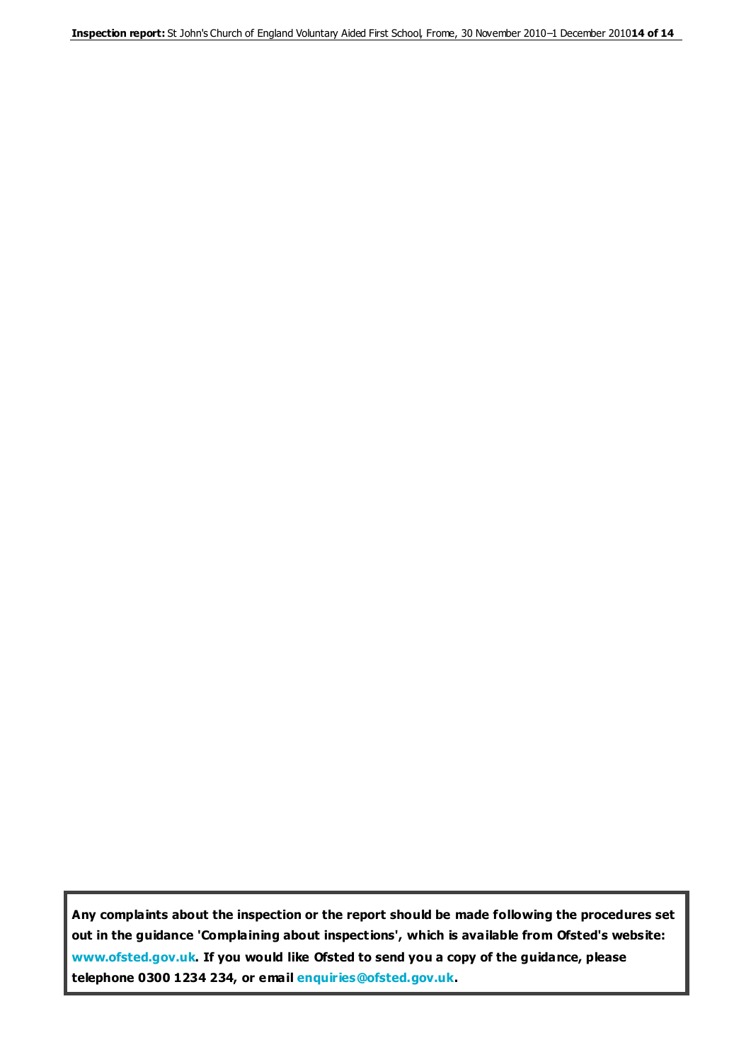**Any complaints about the inspection or the report should be made following the procedures set out in the guidance 'Complaining about inspections', which is available from Ofsted's website: www.ofsted.gov.uk. If you would like Ofsted to send you a copy of the guidance, please telephone 0300 1234 234, or email enquiries@ofsted.gov.uk.**